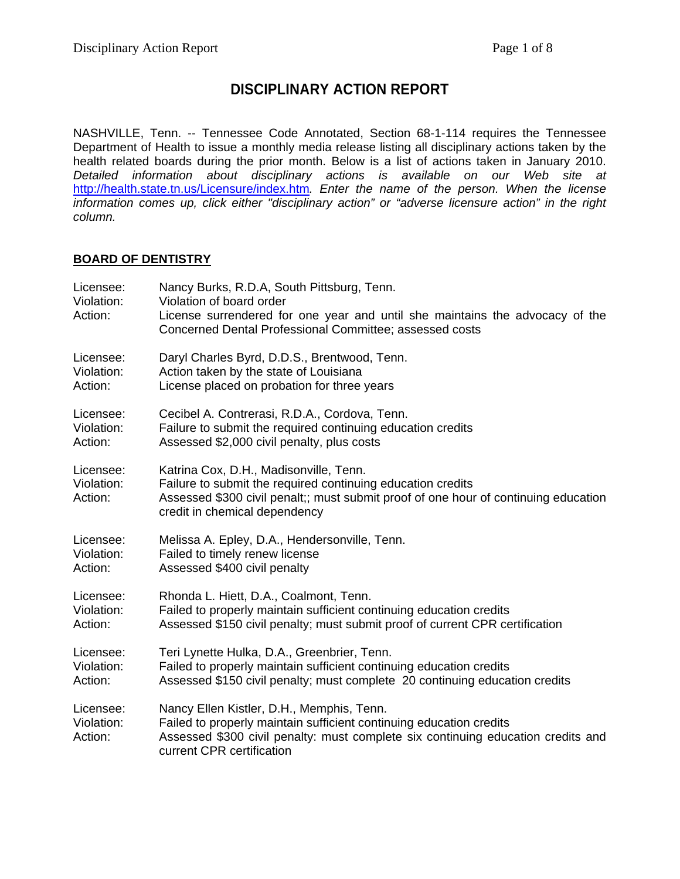# DISCIPLINARY ACTION REPORT

NASHVILLE, Tenn. -- Tennessee Code Annotated, Section 68-1-114 requires the Tennessee Department of Health to issue a monthly media release listing all disciplinary actions taken by the health related boards during the prior month. Below is a list of actions taken in January 2010. *Detailed information about disciplinary actions is available on our Web site at* http://health.state.tn.us/Licensure/index.htm*. Enter the name of the person. When the license information comes up, click either "disciplinary action" or "adverse licensure action" in the right column.*

## BOARD OF DENTISTRY

Licensee: Nancy Burks, R.D.A, South Pittsburg, Tenn.
Violation: Violation of board order
Action: License surrendered for one year and until she maintains the advocacy of the Concerned Dental Professional Committee; assessed costs

Licensee: Daryl Charles Byrd, D.D.S., Brentwood, Tenn.
Violation: Action taken by the state of Louisiana
Action: License placed on probation for three years

Licensee: Cecibel A. Contrerasi, R.D.A., Cordova, Tenn.
Violation: Failure to submit the required continuing education credits
Action: Assessed $2,000 civil penalty, plus costs

Licensee: Katrina Cox, D.H., Madisonville, Tenn.
Violation: Failure to submit the required continuing education credits
Action: Assessed $300 civil penalt;; must submit proof of one hour of continuing education credit in chemical dependency

Licensee: Melissa A. Epley, D.A., Hendersonville, Tenn.
Violation: Failed to timely renew license
Action: Assessed $400 civil penalty

Licensee: Rhonda L. Hiett, D.A., Coalmont, Tenn.
Violation: Failed to properly maintain sufficient continuing education credits
Action: Assessed $150 civil penalty; must submit proof of current CPR certification

Licensee: Teri Lynette Hulka, D.A., Greenbrier, Tenn.
Violation: Failed to properly maintain sufficient continuing education credits
Action: Assessed $150 civil penalty; must complete 20 continuing education credits

Licensee: Nancy Ellen Kistler, D.H., Memphis, Tenn.
Violation: Failed to properly maintain sufficient continuing education credits
Action: Assessed $300 civil penalty: must complete six continuing education credits and current CPR certification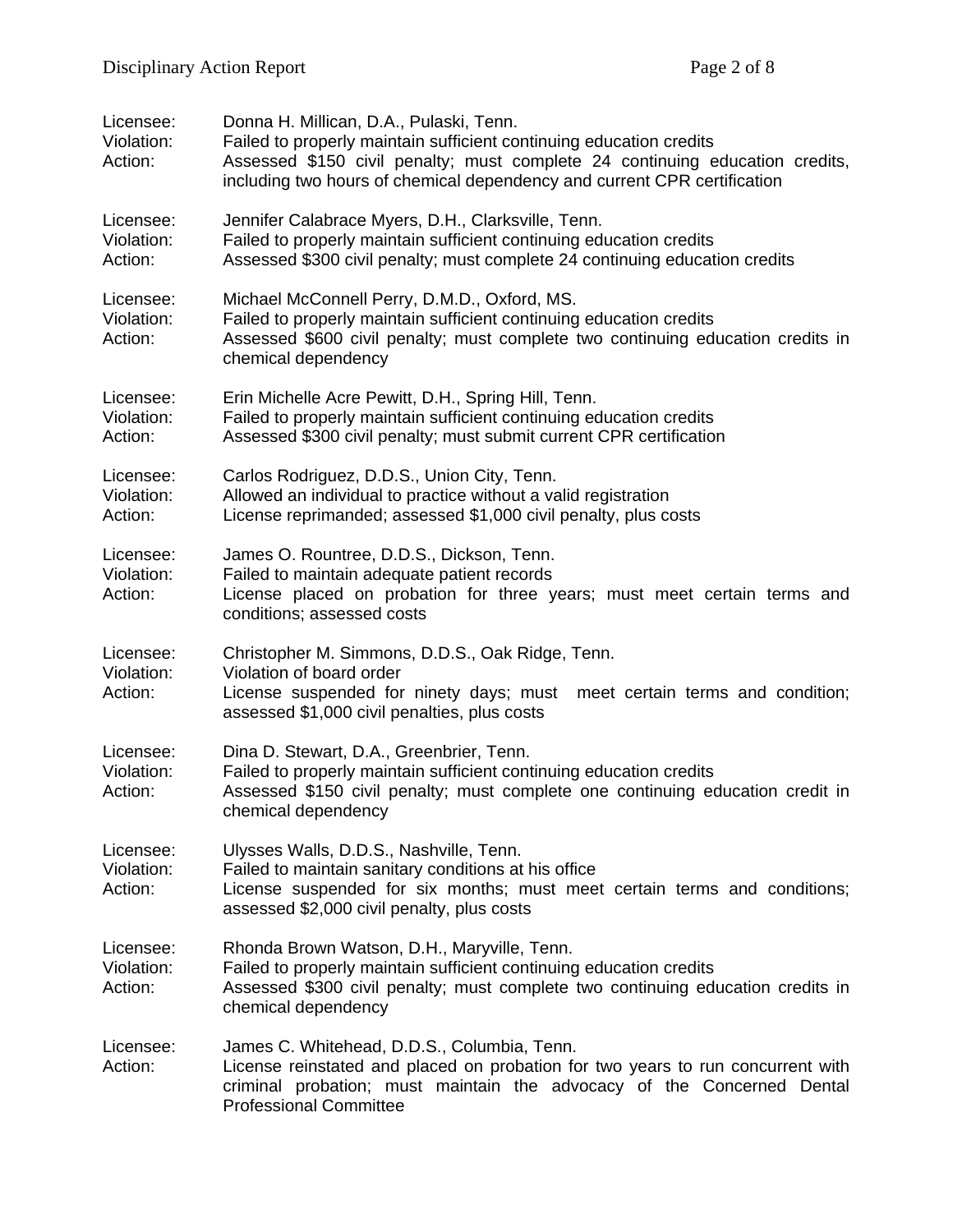Licensee: Donna H. Millican, D.A., Pulaski, Tenn.
Violation: Failed to properly maintain sufficient continuing education credits
Action: Assessed $150 civil penalty; must complete 24 continuing education credits, including two hours of chemical dependency and current CPR certification

Licensee: Jennifer Calabrace Myers, D.H., Clarksville, Tenn.
Violation: Failed to properly maintain sufficient continuing education credits
Action: Assessed $300 civil penalty; must complete 24 continuing education credits

Licensee: Michael McConnell Perry, D.M.D., Oxford, MS.
Violation: Failed to properly maintain sufficient continuing education credits
Action: Assessed $600 civil penalty; must complete two continuing education credits in chemical dependency

Licensee: Erin Michelle Acre Pewitt, D.H., Spring Hill, Tenn.
Violation: Failed to properly maintain sufficient continuing education credits
Action: Assessed $300 civil penalty; must submit current CPR certification

Licensee: Carlos Rodriguez, D.D.S., Union City, Tenn.
Violation: Allowed an individual to practice without a valid registration
Action: License reprimanded; assessed $1,000 civil penalty, plus costs

Licensee: James O. Rountree, D.D.S., Dickson, Tenn.
Violation: Failed to maintain adequate patient records
Action: License placed on probation for three years; must meet certain terms and conditions; assessed costs

Licensee: Christopher M. Simmons, D.D.S., Oak Ridge, Tenn.
Violation: Violation of board order
Action: License suspended for ninety days; must meet certain terms and condition; assessed $1,000 civil penalties, plus costs

Licensee: Dina D. Stewart, D.A., Greenbrier, Tenn.
Violation: Failed to properly maintain sufficient continuing education credits
Action: Assessed $150 civil penalty; must complete one continuing education credit in chemical dependency

Licensee: Ulysses Walls, D.D.S., Nashville, Tenn.
Violation: Failed to maintain sanitary conditions at his office
Action: License suspended for six months; must meet certain terms and conditions; assessed $2,000 civil penalty, plus costs

Licensee: Rhonda Brown Watson, D.H., Maryville, Tenn.
Violation: Failed to properly maintain sufficient continuing education credits
Action: Assessed $300 civil penalty; must complete two continuing education credits in chemical dependency

Licensee: James C. Whitehead, D.D.S., Columbia, Tenn.
Action: License reinstated and placed on probation for two years to run concurrent with criminal probation; must maintain the advocacy of the Concerned Dental Professional Committee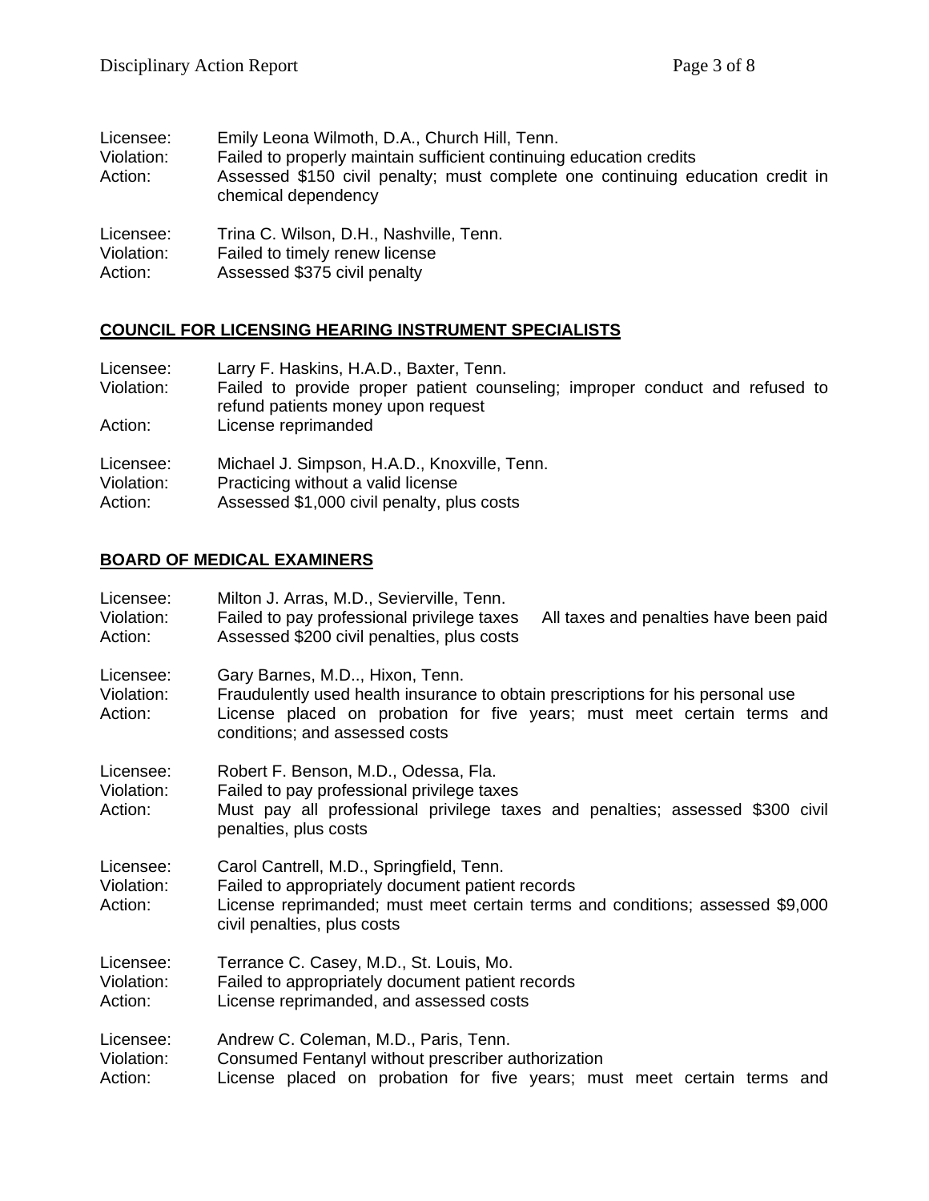Licensee: Emily Leona Wilmoth, D.A., Church Hill, Tenn.
Violation: Failed to properly maintain sufficient continuing education credits
Action: Assessed $150 civil penalty; must complete one continuing education credit in chemical dependency

Licensee: Trina C. Wilson, D.H., Nashville, Tenn.
Violation: Failed to timely renew license
Action: Assessed $375 civil penalty

## COUNCIL FOR LICENSING HEARING INSTRUMENT SPECIALISTS

Licensee: Larry F. Haskins, H.A.D., Baxter, Tenn.
Violation: Failed to provide proper patient counseling; improper conduct and refused to refund patients money upon request
Action: License reprimanded

Licensee: Michael J. Simpson, H.A.D., Knoxville, Tenn.
Violation: Practicing without a valid license
Action: Assessed $1,000 civil penalty, plus costs

## BOARD OF MEDICAL EXAMINERS

Licensee: Milton J. Arras, M.D., Sevierville, Tenn.
Violation: Failed to pay professional privilege taxes All taxes and penalties have been paid
Action: Assessed $200 civil penalties, plus costs

Licensee: Gary Barnes, M.D.., Hixon, Tenn.
Violation: Fraudulently used health insurance to obtain prescriptions for his personal use
Action: License placed on probation for five years; must meet certain terms and conditions; and assessed costs

Licensee: Robert F. Benson, M.D., Odessa, Fla.
Violation: Failed to pay professional privilege taxes
Action: Must pay all professional privilege taxes and penalties; assessed $300 civil penalties, plus costs

Licensee: Carol Cantrell, M.D., Springfield, Tenn.
Violation: Failed to appropriately document patient records
Action: License reprimanded; must meet certain terms and conditions; assessed $9,000 civil penalties, plus costs

Licensee: Terrance C. Casey, M.D., St. Louis, Mo.
Violation: Failed to appropriately document patient records
Action: License reprimanded, and assessed costs

Licensee: Andrew C. Coleman, M.D., Paris, Tenn.
Violation: Consumed Fentanyl without prescriber authorization
Action: License placed on probation for five years; must meet certain terms and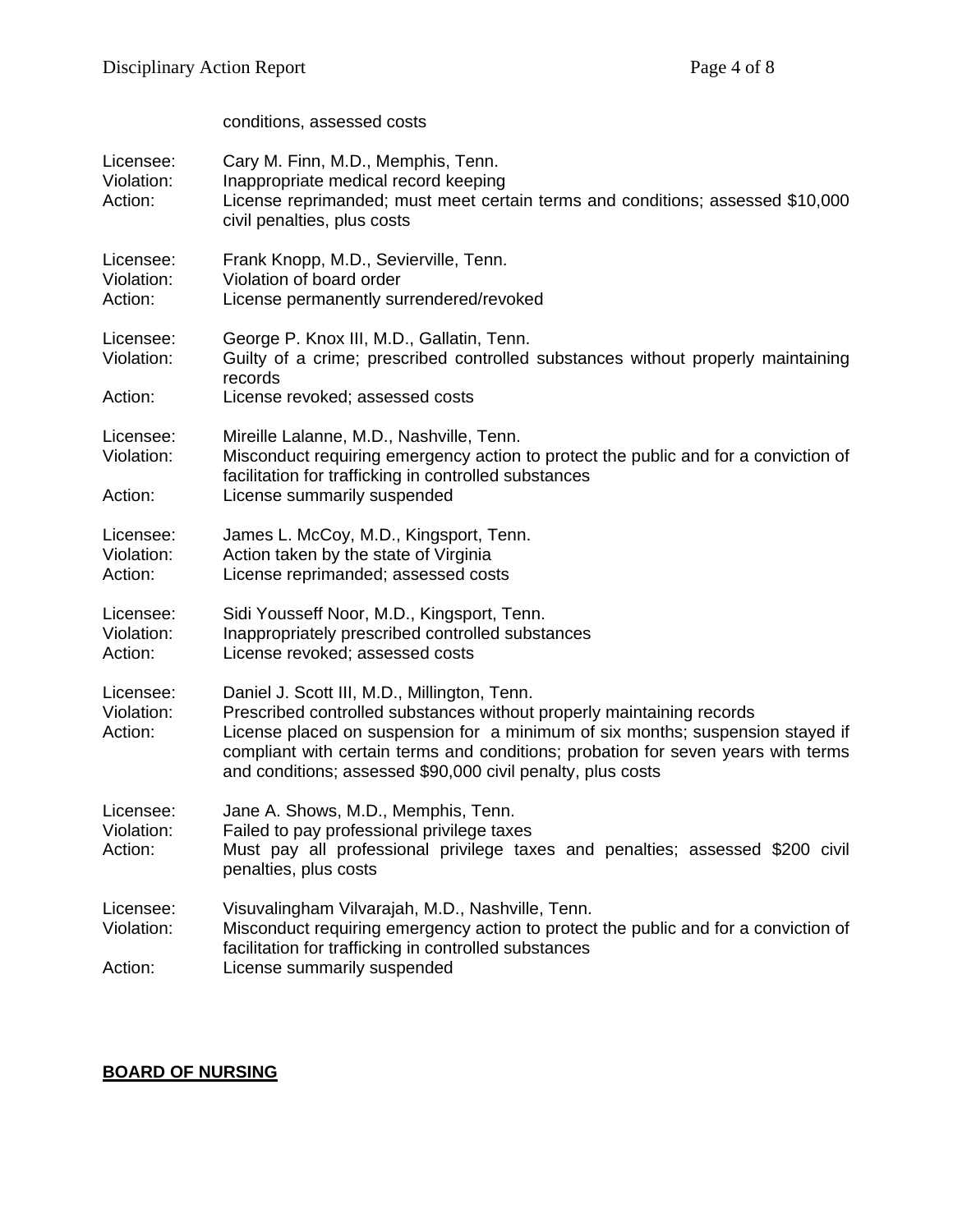conditions, assessed costs

Licensee: Cary M. Finn, M.D., Memphis, Tenn.
Violation: Inappropriate medical record keeping
Action: License reprimanded; must meet certain terms and conditions; assessed $10,000 civil penalties, plus costs

Licensee: Frank Knopp, M.D., Sevierville, Tenn.
Violation: Violation of board order
Action: License permanently surrendered/revoked

Licensee: George P. Knox III, M.D., Gallatin, Tenn.
Violation: Guilty of a crime; prescribed controlled substances without properly maintaining records
Action: License revoked; assessed costs

Licensee: Mireille Lalanne, M.D., Nashville, Tenn.
Violation: Misconduct requiring emergency action to protect the public and for a conviction of facilitation for trafficking in controlled substances
Action: License summarily suspended

Licensee: James L. McCoy, M.D., Kingsport, Tenn.
Violation: Action taken by the state of Virginia
Action: License reprimanded; assessed costs

Licensee: Sidi Yousseff Noor, M.D., Kingsport, Tenn.
Violation: Inappropriately prescribed controlled substances
Action: License revoked; assessed costs

Licensee: Daniel J. Scott III, M.D., Millington, Tenn.
Violation: Prescribed controlled substances without properly maintaining records
Action: License placed on suspension for a minimum of six months; suspension stayed if compliant with certain terms and conditions; probation for seven years with terms and conditions; assessed $90,000 civil penalty, plus costs

Licensee: Jane A. Shows, M.D., Memphis, Tenn.
Violation: Failed to pay professional privilege taxes
Action: Must pay all professional privilege taxes and penalties; assessed $200 civil penalties, plus costs

Licensee: Visuvalingham Vilvarajah, M.D., Nashville, Tenn.
Violation: Misconduct requiring emergency action to protect the public and for a conviction of facilitation for trafficking in controlled substances
Action: License summarily suspended

## BOARD OF NURSING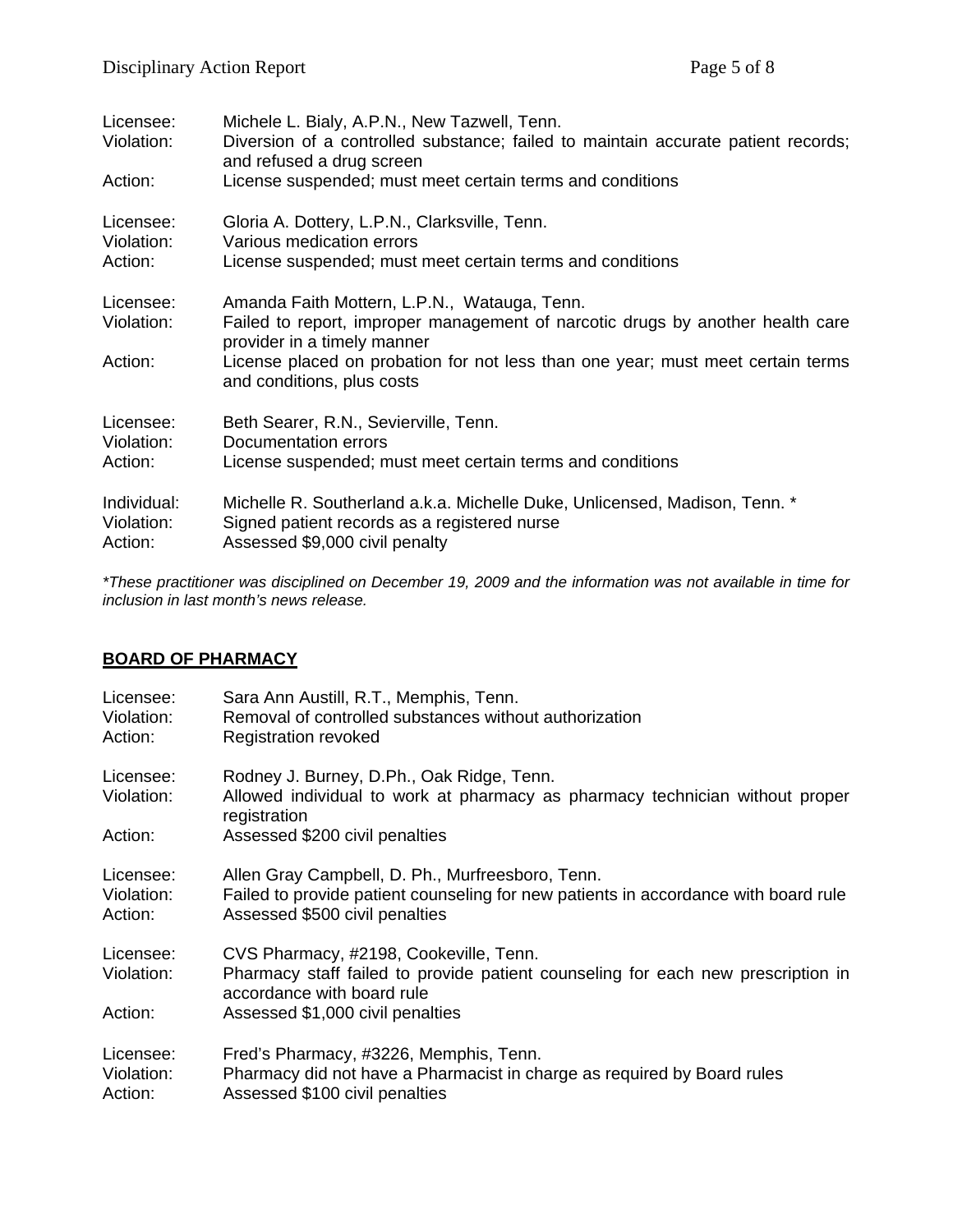Licensee: Michele L. Bialy, A.P.N., New Tazwell, Tenn.
Violation: Diversion of a controlled substance; failed to maintain accurate patient records; and refused a drug screen
Action: License suspended; must meet certain terms and conditions

Licensee: Gloria A. Dottery, L.P.N., Clarksville, Tenn.
Violation: Various medication errors
Action: License suspended; must meet certain terms and conditions

Licensee: Amanda Faith Mottern, L.P.N., Watauga, Tenn.
Violation: Failed to report, improper management of narcotic drugs by another health care provider in a timely manner
Action: License placed on probation for not less than one year; must meet certain terms and conditions, plus costs

Licensee: Beth Searer, R.N., Sevierville, Tenn.
Violation: Documentation errors
Action: License suspended; must meet certain terms and conditions

Individual: Michelle R. Southerland a.k.a. Michelle Duke, Unlicensed, Madison, Tenn. *
Violation: Signed patient records as a registered nurse
Action: Assessed $9,000 civil penalty

*These practitioner was disciplined on December 19, 2009 and the information was not available in time for inclusion in last month's news release.*

## BOARD OF PHARMACY

Licensee: Sara Ann Austill, R.T., Memphis, Tenn.
Violation: Removal of controlled substances without authorization
Action: Registration revoked

Licensee: Rodney J. Burney, D.Ph., Oak Ridge, Tenn.
Violation: Allowed individual to work at pharmacy as pharmacy technician without proper registration
Action: Assessed $200 civil penalties

Licensee: Allen Gray Campbell, D. Ph., Murfreesboro, Tenn.
Violation: Failed to provide patient counseling for new patients in accordance with board rule
Action: Assessed $500 civil penalties

Licensee: CVS Pharmacy, #2198, Cookeville, Tenn.
Violation: Pharmacy staff failed to provide patient counseling for each new prescription in accordance with board rule
Action: Assessed $1,000 civil penalties

Licensee: Fred's Pharmacy, #3226, Memphis, Tenn.
Violation: Pharmacy did not have a Pharmacist in charge as required by Board rules
Action: Assessed $100 civil penalties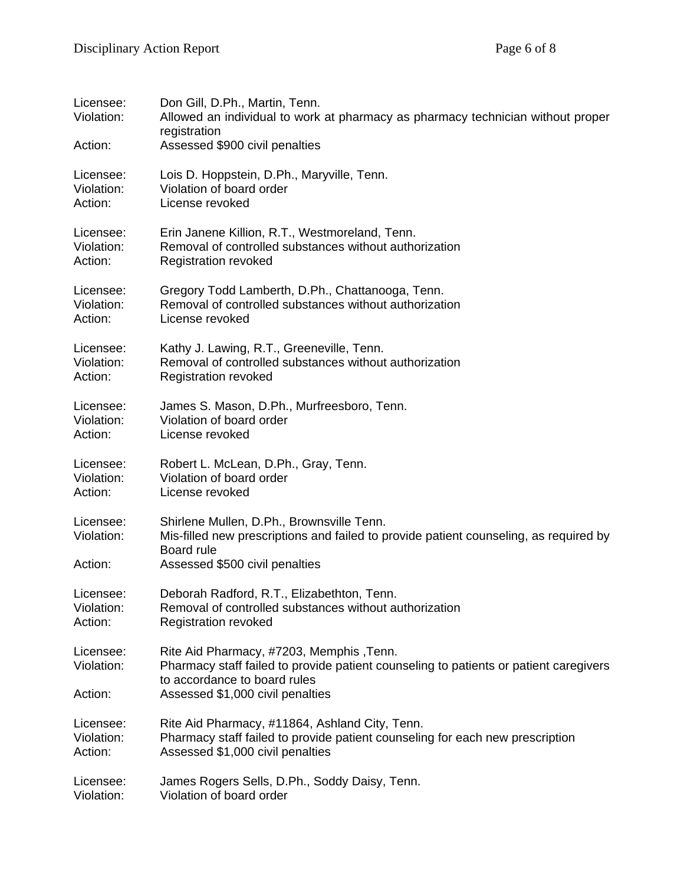Licensee: Don Gill, D.Ph., Martin, Tenn.
Violation: Allowed an individual to work at pharmacy as pharmacy technician without proper registration
Action: Assessed $900 civil penalties

Licensee: Lois D. Hoppstein, D.Ph., Maryville, Tenn.
Violation: Violation of board order
Action: License revoked

Licensee: Erin Janene Killion, R.T., Westmoreland, Tenn.
Violation: Removal of controlled substances without authorization
Action: Registration revoked

Licensee: Gregory Todd Lamberth, D.Ph., Chattanooga, Tenn.
Violation: Removal of controlled substances without authorization
Action: License revoked

Licensee: Kathy J. Lawing, R.T., Greeneville, Tenn.
Violation: Removal of controlled substances without authorization
Action: Registration revoked

Licensee: James S. Mason, D.Ph., Murfreesboro, Tenn.
Violation: Violation of board order
Action: License revoked

Licensee: Robert L. McLean, D.Ph., Gray, Tenn.
Violation: Violation of board order
Action: License revoked

Licensee: Shirlene Mullen, D.Ph., Brownsville Tenn.
Violation: Mis-filled new prescriptions and failed to provide patient counseling, as required by Board rule
Action: Assessed $500 civil penalties

Licensee: Deborah Radford, R.T., Elizabethton, Tenn.
Violation: Removal of controlled substances without authorization
Action: Registration revoked

Licensee: Rite Aid Pharmacy, #7203, Memphis ,Tenn.
Violation: Pharmacy staff failed to provide patient counseling to patients or patient caregivers to accordance to board rules
Action: Assessed $1,000 civil penalties

Licensee: Rite Aid Pharmacy, #11864, Ashland City, Tenn.
Violation: Pharmacy staff failed to provide patient counseling for each new prescription
Action: Assessed $1,000 civil penalties

Licensee: James Rogers Sells, D.Ph., Soddy Daisy, Tenn.
Violation: Violation of board order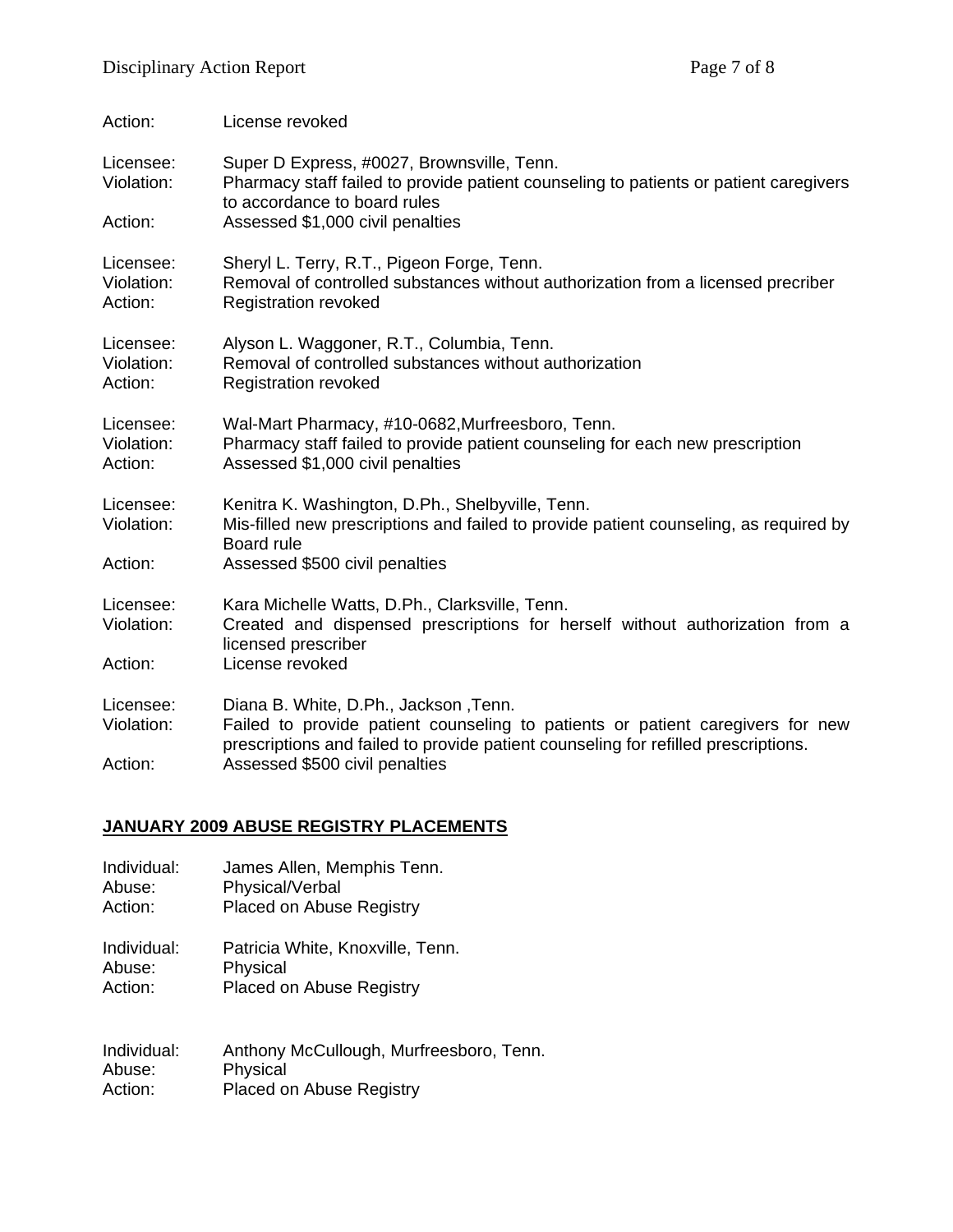Action: License revoked

Licensee: Super D Express, #0027, Brownsville, Tenn.
Violation: Pharmacy staff failed to provide patient counseling to patients or patient caregivers to accordance to board rules
Action: Assessed $1,000 civil penalties

Licensee: Sheryl L. Terry, R.T., Pigeon Forge, Tenn.
Violation: Removal of controlled substances without authorization from a licensed precriber
Action: Registration revoked

Licensee: Alyson L. Waggoner, R.T., Columbia, Tenn.
Violation: Removal of controlled substances without authorization
Action: Registration revoked

Licensee: Wal-Mart Pharmacy, #10-0682,Murfreesboro, Tenn.
Violation: Pharmacy staff failed to provide patient counseling for each new prescription
Action: Assessed $1,000 civil penalties

Licensee: Kenitra K. Washington, D.Ph., Shelbyville, Tenn.
Violation: Mis-filled new prescriptions and failed to provide patient counseling, as required by Board rule
Action: Assessed $500 civil penalties

Licensee: Kara Michelle Watts, D.Ph., Clarksville, Tenn.
Violation: Created and dispensed prescriptions for herself without authorization from a licensed prescriber
Action: License revoked

Licensee: Diana B. White, D.Ph., Jackson ,Tenn.
Violation: Failed to provide patient counseling to patients or patient caregivers for new prescriptions and failed to provide patient counseling for refilled prescriptions.
Action: Assessed $500 civil penalties

## JANUARY 2009 ABUSE REGISTRY PLACEMENTS

Individual: James Allen, Memphis Tenn.
Abuse: Physical/Verbal
Action: Placed on Abuse Registry

Individual: Patricia White, Knoxville, Tenn.
Abuse: Physical
Action: Placed on Abuse Registry

Individual: Anthony McCullough, Murfreesboro, Tenn.
Abuse: Physical
Action: Placed on Abuse Registry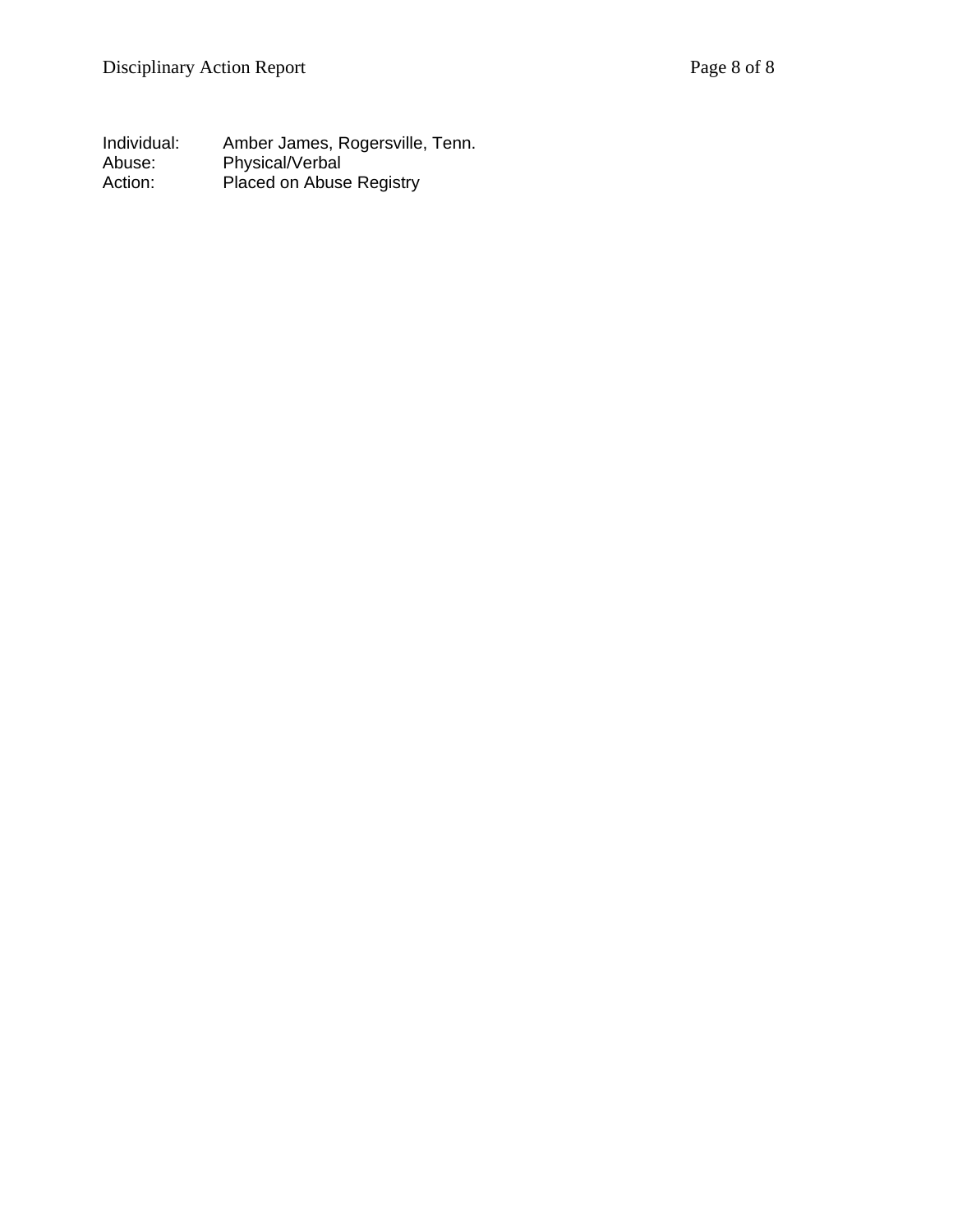Individual: Amber James, Rogersville, Tenn.
Abuse: Physical/Verbal
Action: Placed on Abuse Registry